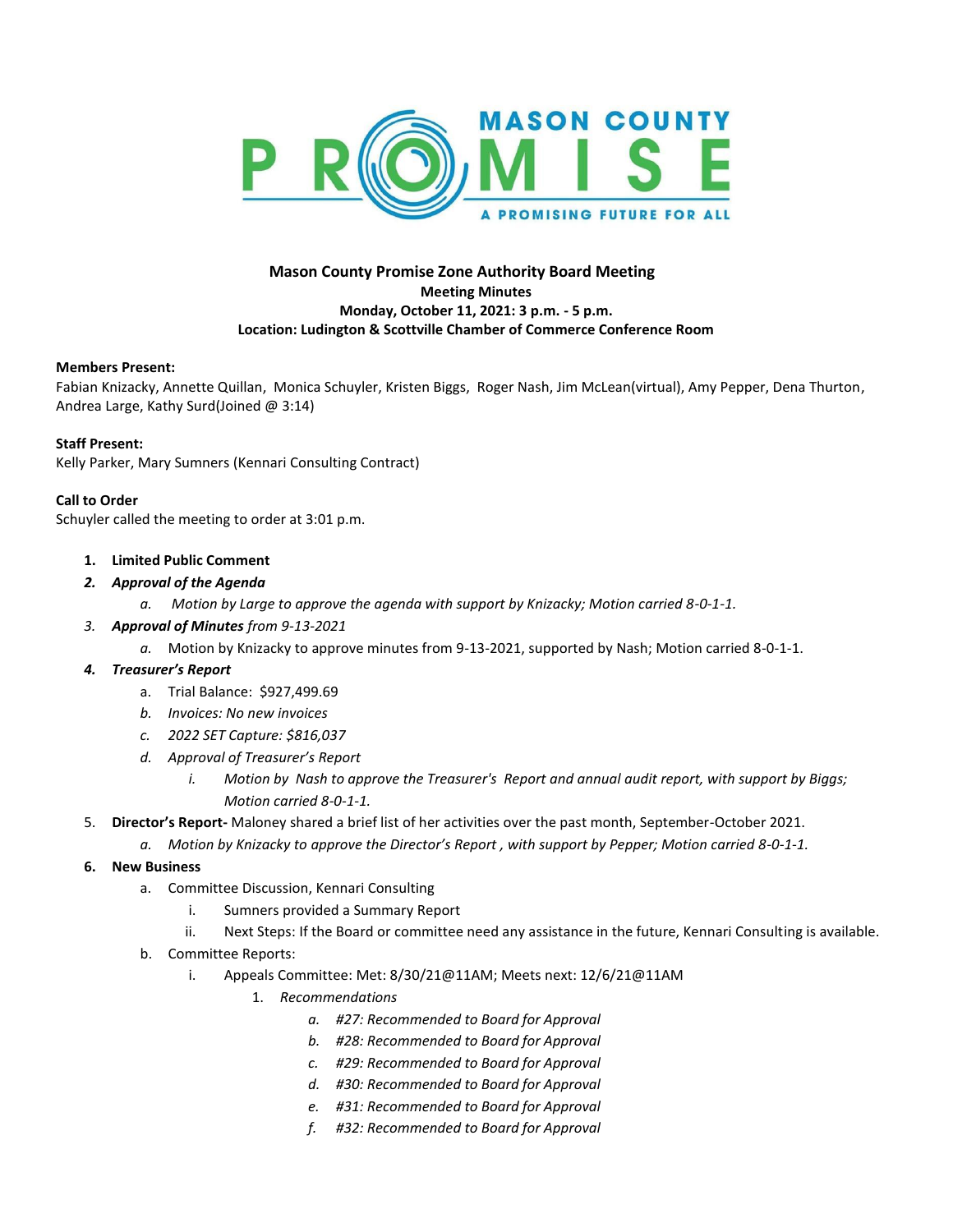**MASON COUNTY PROMISE**

**A PROMISING FUTURE FOR ALL**

# Mason County Promise Zone Authority Board Meeting

**Meeting Minutes**
**Monday, October 11, 2021: 3 p.m. - 5 p.m.**
**Location: Ludington & Scottville Chamber of Commerce Conference Room**

**Members Present:**
Fabian Knizacky, Annette Quillan, Monica Schuyler, Kristen Biggs, Roger Nash, Jim McLean(virtual), Amy Pepper, Dena Thurton, Andrea Large, Kathy Surd(Joined @ 3:14)

**Staff Present:**
Kelly Parker, Mary Sumners (Kennari Consulting Contract)

**Call to Order**
Schuyler called the meeting to order at 3:01 p.m.

1. **Limited Public Comment**
2. ***Approval of the Agenda***
   a. *Motion by Large to approve the agenda with support by Knizacky; Motion carried 8-0-1-1.*
3. ***Approval of Minutes** from 9-13-2021*
   a. Motion by Knizacky to approve minutes from 9-13-2021, supported by Nash; Motion carried 8-0-1-1.
4. ***Treasurer's Report***
   a. Trial Balance: $927,499.69
   b. *Invoices: No new invoices*
   c. *2022 SET Capture: $816,037*
   d. *Approval of Treasurer's Report*
      i. *Motion by Nash to approve the Treasurer's Report and annual audit report, with support by Biggs; Motion carried 8-0-1-1.*
5. **Director's Report-** Maloney shared a brief list of her activities over the past month, September-October 2021.
   a. *Motion by Knizacky to approve the Director's Report , with support by Pepper; Motion carried 8-0-1-1.*
6. **New Business**
   a. Committee Discussion, Kennari Consulting
      i. Sumners provided a Summary Report
      ii. Next Steps: If the Board or committee need any assistance in the future, Kennari Consulting is available.
   b. Committee Reports:
      i. Appeals Committee: Met: 8/30/21@11AM; Meets next: 12/6/21@11AM
         1. *Recommendations*
            a. *#27: Recommended to Board for Approval*
            b. *#28: Recommended to Board for Approval*
            c. *#29: Recommended to Board for Approval*
            d. *#30: Recommended to Board for Approval*
            e. *#31: Recommended to Board for Approval*
            f. *#32: Recommended to Board for Approval*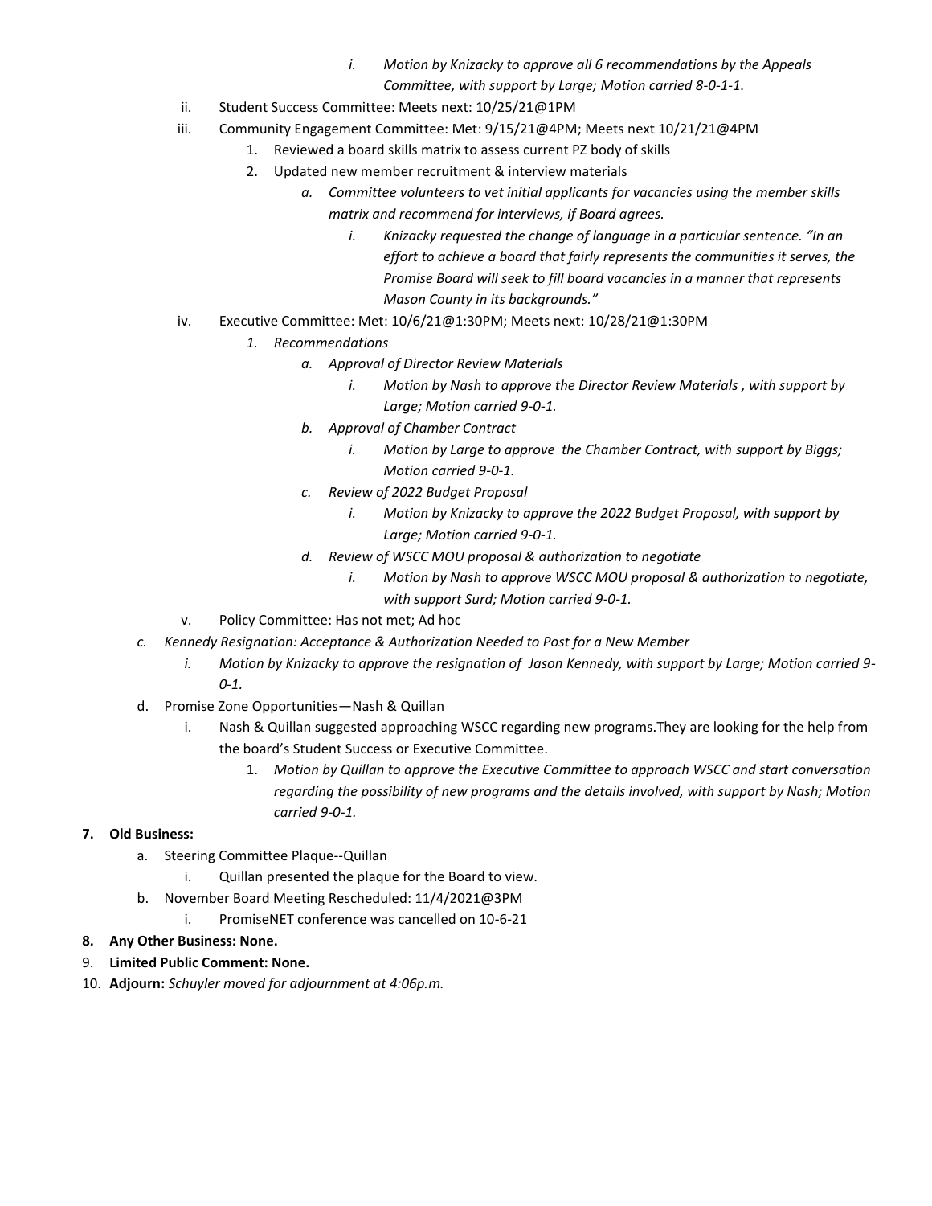- i. *Motion by Knizacky to approve all 6 recommendations by the Appeals Committee, with support by Large; Motion carried 8-0-1-1.*

ii. Student Success Committee: Meets next: 10/25/21@1PM

iii. Community Engagement Committee: Met: 9/15/21@4PM; Meets next 10/21/21@4PM

1. Reviewed a board skills matrix to assess current PZ body of skills
2. Updated new member recruitment & interview materials
   - a. *Committee volunteers to vet initial applicants for vacancies using the member skills matrix and recommend for interviews, if Board agrees.*
     - i. *Knizacky requested the change of language in a particular sentence. "In an effort to achieve a board that fairly represents the communities it serves, the Promise Board will seek to fill board vacancies in a manner that represents Mason County in its backgrounds."*

iv. Executive Committee: Met: 10/6/21@1:30PM; Meets next: 10/28/21@1:30PM

1. *Recommendations*
   - a. *Approval of Director Review Materials*
     - i. *Motion by Nash to approve the Director Review Materials , with support by Large; Motion carried 9-0-1.*
   - b. *Approval of Chamber Contract*
     - i. *Motion by Large to approve the Chamber Contract, with support by Biggs; Motion carried 9-0-1.*
   - c. *Review of 2022 Budget Proposal*
     - i. *Motion by Knizacky to approve the 2022 Budget Proposal, with support by Large; Motion carried 9-0-1.*
   - d. *Review of WSCC MOU proposal & authorization to negotiate*
     - i. *Motion by Nash to approve WSCC MOU proposal & authorization to negotiate, with support Surd; Motion carried 9-0-1.*

v. Policy Committee: Has not met; Ad hoc

c. *Kennedy Resignation: Acceptance & Authorization Needed to Post for a New Member*

- i. *Motion by Knizacky to approve the resignation of Jason Kennedy, with support by Large; Motion carried 9-0-1.*

d. Promise Zone Opportunities—Nash & Quillan

- i. Nash & Quillan suggested approaching WSCC regarding new programs.They are looking for the help from the board's Student Success or Executive Committee.
  1. *Motion by Quillan to approve the Executive Committee to approach WSCC and start conversation regarding the possibility of new programs and the details involved, with support by Nash; Motion carried 9-0-1.*

**7. Old Business:**

a. Steering Committee Plaque--Quillan

- i. Quillan presented the plaque for the Board to view.

b. November Board Meeting Rescheduled: 11/4/2021@3PM

- i. PromiseNET conference was cancelled on 10-6-21

**8. Any Other Business: None.**

9. **Limited Public Comment: None.**

10. **Adjourn:** *Schuyler moved for adjournment at 4:06p.m.*